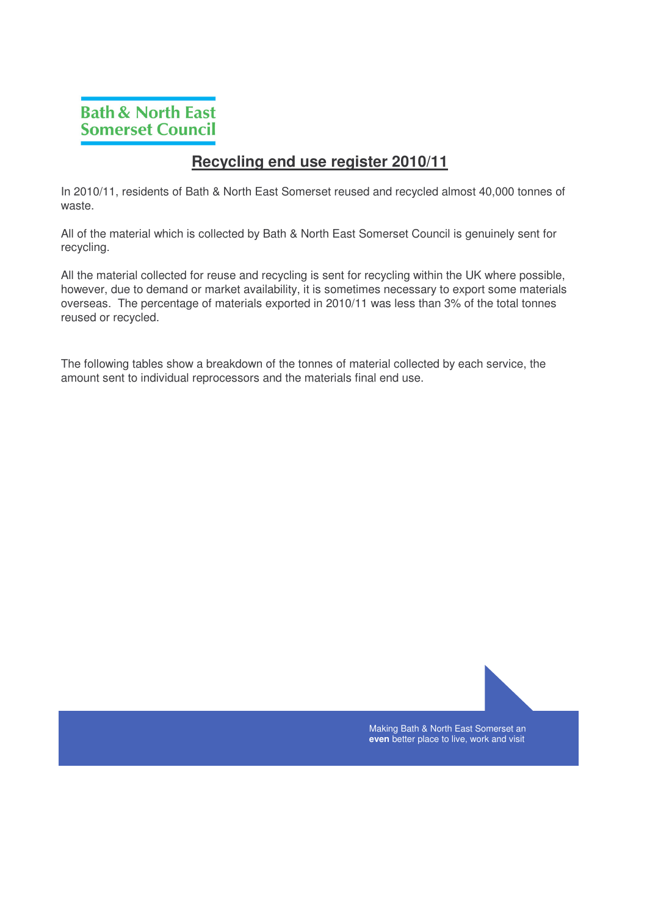Bath & North East Somerset Council

# Recycling end use register 2010/11

In 2010/11, residents of Bath & North East Somerset reused and recycled almost 40,000 tonnes of waste.

All of the material which is collected by Bath & North East Somerset Council is genuinely sent for recycling.

All the material collected for reuse and recycling is sent for recycling within the UK where possible, however, due to demand or market availability, it is sometimes necessary to export some materials overseas. The percentage of materials exported in 2010/11 was less than 3% of the total tonnes reused or recycled.

The following tables show a breakdown of the tonnes of material collected by each service, the amount sent to individual reprocessors and the materials final end use.

Making Bath & North East Somerset an **even** better place to live, work and visit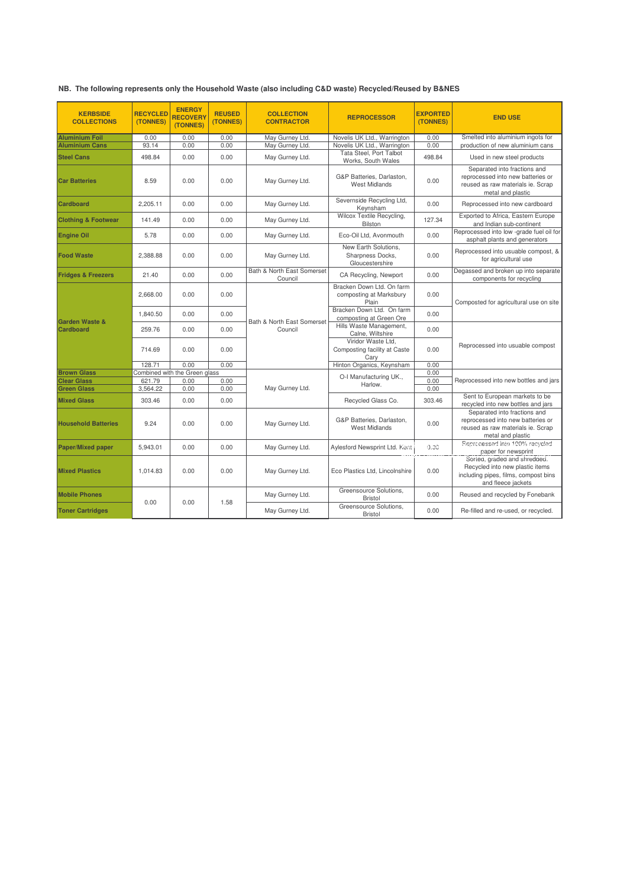**NB. The following represents only the Household Waste (also including C&D waste) Recycled/Reused by B&NES**

| KERBSIDE COLLECTIONS | RECYCLED (TONNES) | ENERGY RECOVERY (TONNES) | REUSED (TONNES) | COLLECTION CONTRACTOR | REPROCESSOR | EXPORTED (TONNES) | END USE |
|---|---|---|---|---|---|---|---|
| Aluminium Foil | 0.00 | 0.00 | 0.00 | May Gurney Ltd. | Novelis UK Ltd., Warrington | 0.00 | Smelted into aluminium ingots for production of new aluminium cans |
| Aluminium Cans | 93.14 | 0.00 | 0.00 | May Gurney Ltd. | Novelis UK Ltd., Warrington | 0.00 | |
| Steel Cans | 498.84 | 0.00 | 0.00 | May Gurney Ltd. | Tata Steel, Port Talbot Works, South Wales | 498.84 | Used in new steel products |
| Car Batteries | 8.59 | 0.00 | 0.00 | May Gurney Ltd. | G&P Batteries, Darlaston, West Midlands | 0.00 | Separated into fractions and reprocessed into new batteries or reused as raw materials ie. Scrap metal and plastic |
| Cardboard | 2,205.11 | 0.00 | 0.00 | May Gurney Ltd. | Severnside Recycling Ltd, Keynsham | 0.00 | Reprocessed into new cardboard |
| Clothing & Footwear | 141.49 | 0.00 | 0.00 | May Gurney Ltd. | Wilcox Textile Recycling, Bilston | 127.34 | Exported to Africa, Eastern Europe and Indian sub-continent |
| Engine Oil | 5.78 | 0.00 | 0.00 | May Gurney Ltd. | Eco-Oil Ltd, Avonmouth | 0.00 | Reprocessed into low -grade fuel oil for asphalt plants and generators |
| Food Waste | 2,388.88 | 0.00 | 0.00 | May Gurney Ltd. | New Earth Solutions, Sharpness Docks, Gloucestershire | 0.00 | Reprocessed into usable compost, & for agricultural use |
| Fridges & Freezers | 21.40 | 0.00 | 0.00 | Bath & North East Somerset Council | CA Recycling, Newport | 0.00 | Degassed and broken up into separate components for recycling |
| Garden Waste & Cardboard | 2,668.00 | 0.00 | 0.00 | Bath & North East Somerset Council | Bracken Down Ltd. On farm composting at Marksbury Plain | 0.00 | Composted for agricultural use on site |
| | 1,840.50 | 0.00 | 0.00 | | Bracken Down Ltd. On farm composting at Green Ore | 0.00 | |
| | 259.76 | 0.00 | 0.00 | | Hills Waste Management, Calne, Wiltshire | 0.00 | Reprocessed into usable compost |
| | 714.69 | 0.00 | 0.00 | | Viridor Waste Ltd, Composting facility at Caste Cary | 0.00 | |
| | 128.71 | 0.00 | 0.00 | | Hinton Organics, Keynsham | 0.00 | |
| Brown Glass | Combined with the Green glass | | | May Gurney Ltd. | O-I Manufacturing UK., Harlow. | 0.00 | Reprocessed into new bottles and jars |
| Clear Glass | 621.79 | 0.00 | 0.00 | | | 0.00 | |
| Green Glass | 3,564.22 | 0.00 | 0.00 | | | 0.00 | |
| Mixed Glass | 303.46 | 0.00 | 0.00 | | Recycled Glass Co. | 303.46 | Sent to European markets to be recycled into new bottles and jars |
| Household Batteries | 9.24 | 0.00 | 0.00 | May Gurney Ltd. | G&P Batteries, Darlaston, West Midlands | 0.00 | Separated into fractions and reprocessed into new batteries or reused as raw materials ie. Scrap metal and plastic |
| Paper/Mixed paper | 5,943.01 | 0.00 | 0.00 | May Gurney Ltd. | Aylesford Newsprint Ltd. Kent | 0.00 | Reprocessed into 100% recycled paper for newsprint |
| Mixed Plastics | 1,014.83 | 0.00 | 0.00 | May Gurney Ltd. | Eco Plastics Ltd, Lincolnshire | 0.00 | Sorted, graded and shredded. Recycled into new plastic items including pipes, films, compost bins and fleece jackets |
| Mobile Phones | 0.00 | 0.00 | 1.58 | May Gurney Ltd. | Greensource Solutions, Bristol | 0.00 | Reused and recycled by Fonebank |
| Toner Cartridges | | | | May Gurney Ltd. | Greensource Solutions, Bristol | 0.00 | Re-filled and re-used, or recycled. |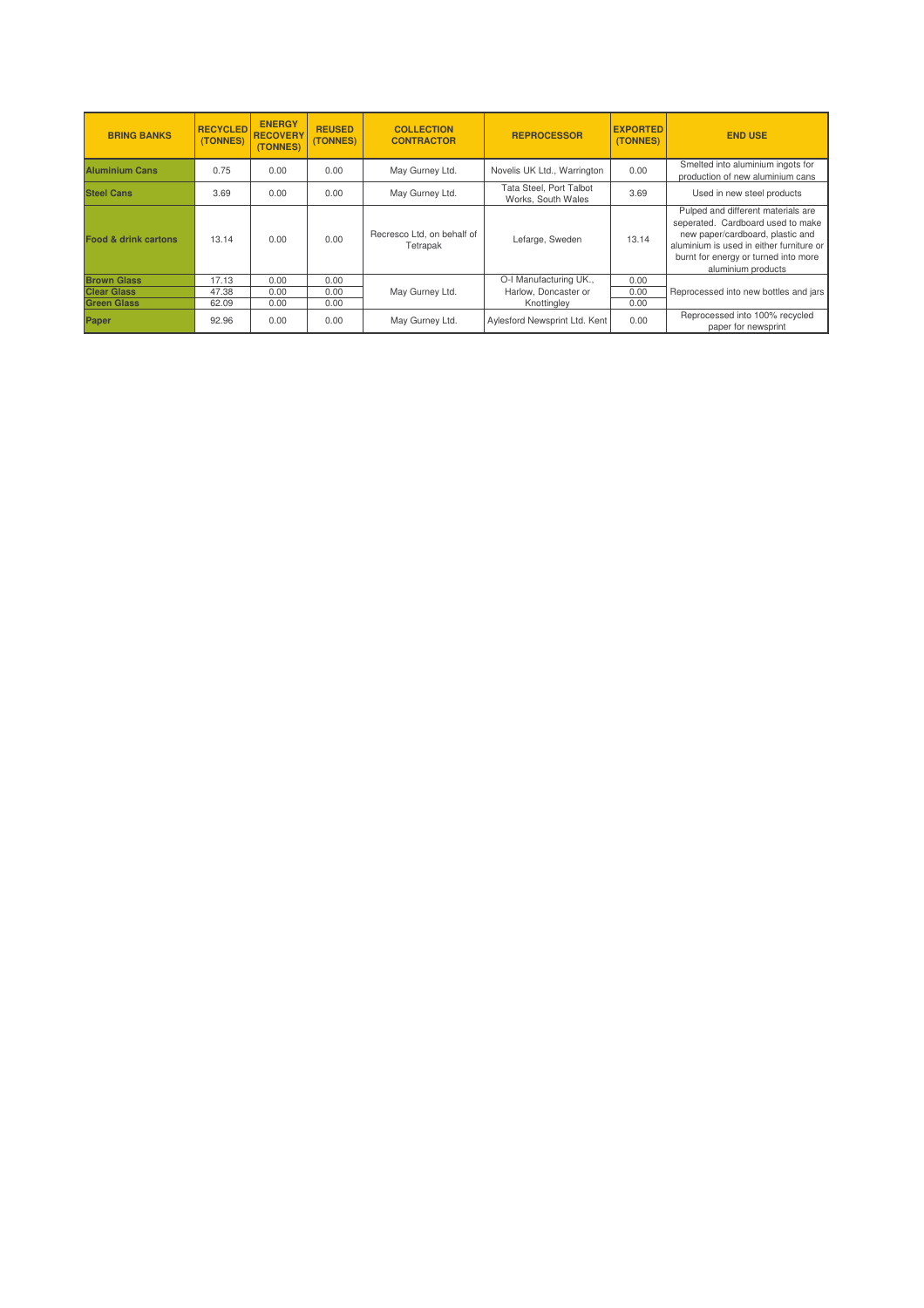| BRING BANKS | RECYCLED (TONNES) | ENERGY RECOVERY (TONNES) | REUSED (TONNES) | COLLECTION CONTRACTOR | REPROCESSOR | EXPORTED (TONNES) | END USE |
|---|---|---|---|---|---|---|---|
| Aluminium Cans | 0.75 | 0.00 | 0.00 | May Gurney Ltd. | Novelis UK Ltd., Warrington | 0.00 | Smelted into aluminium ingots for production of new aluminium cans |
| Steel Cans | 3.69 | 0.00 | 0.00 | May Gurney Ltd. | Tata Steel, Port Talbot Works, South Wales | 3.69 | Used in new steel products |
| Food & drink cartons | 13.14 | 0.00 | 0.00 | Recresco Ltd, on behalf of Tetrapak | Lefarge, Sweden | 13.14 | Pulped and different materials are seperated. Cardboard used to make new paper/cardboard, plastic and aluminium is used in either furniture or burnt for energy or turned into more aluminium products |
| Brown Glass | 17.13 | 0.00 | 0.00 | May Gurney Ltd. | O-I Manufacturing UK., Harlow, Doncaster or Knottingley | 0.00 | Reprocessed into new bottles and jars |
| Clear Glass | 47.38 | 0.00 | 0.00 | | | 0.00 | |
| Green Glass | 62.09 | 0.00 | 0.00 | | | 0.00 | |
| Paper | 92.96 | 0.00 | 0.00 | May Gurney Ltd. | Aylesford Newsprint Ltd. Kent | 0.00 | Reprocessed into 100% recycled paper for newsprint |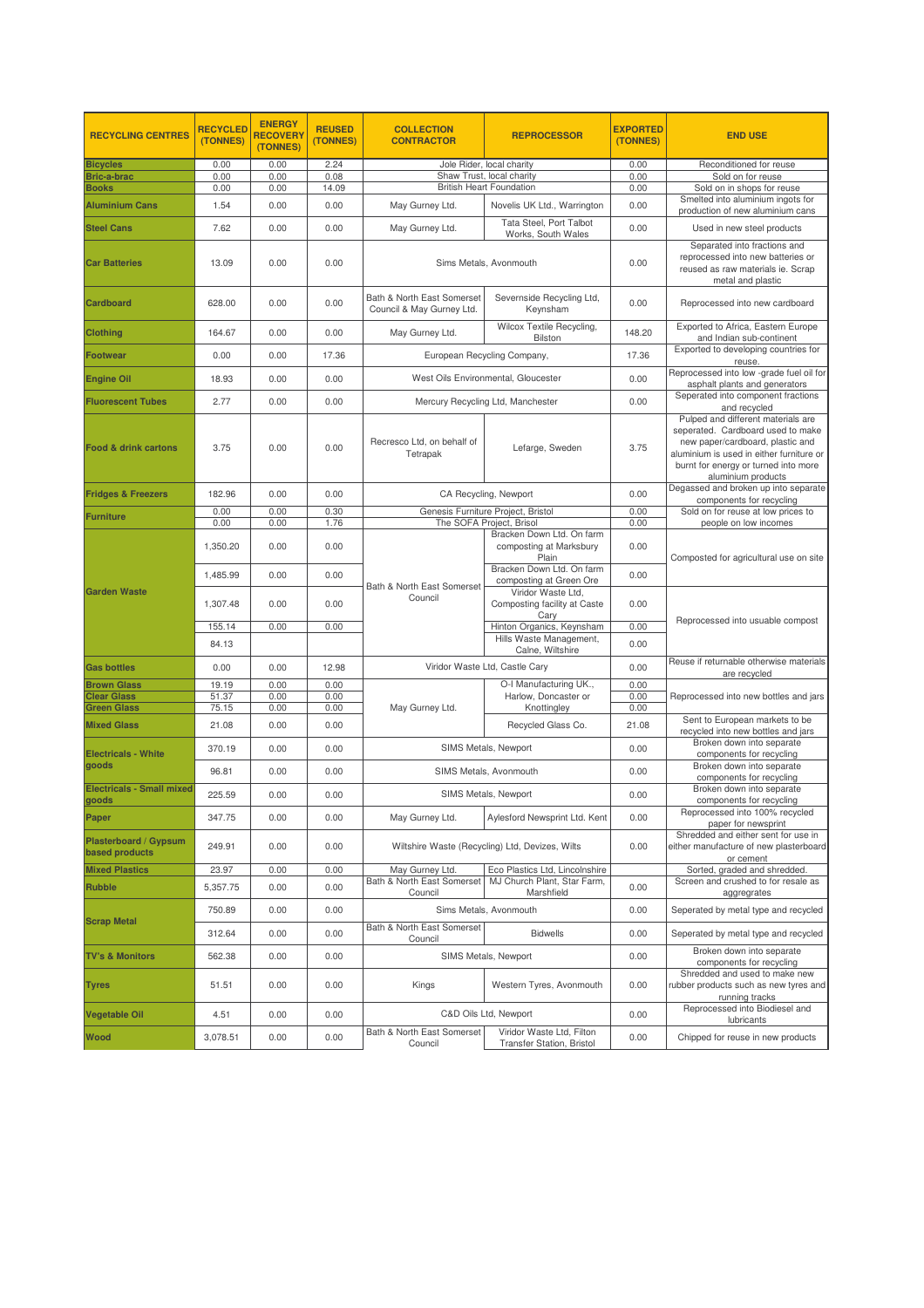| RECYCLING CENTRES | RECYCLED (TONNES) | ENERGY RECOVERY (TONNES) | REUSED (TONNES) | COLLECTION CONTRACTOR | REPROCESSOR | EXPORTED (TONNES) | END USE |
|---|---|---|---|---|---|---|---|
| Bicycles | 0.00 | 0.00 | 2.24 | Jole Rider, local charity | | 0.00 | Reconditioned for reuse |
| Bric-a-brac | 0.00 | 0.00 | 0.08 | Shaw Trust, local charity | | 0.00 | Sold on for reuse |
| Books | 0.00 | 0.00 | 14.09 | British Heart Foundation | | 0.00 | Sold on in shops for reuse |
| Aluminium Cans | 1.54 | 0.00 | 0.00 | May Gurney Ltd. | Novelis UK Ltd., Warrington | 0.00 | Smelted into aluminium ingots for production of new aluminium cans |
| Steel Cans | 7.62 | 0.00 | 0.00 | May Gurney Ltd. | Tata Steel, Port Talbot Works, South Wales | 0.00 | Used in new steel products |
| Car Batteries | 13.09 | 0.00 | 0.00 | Sims Metals, Avonmouth | | 0.00 | Separated into fractions and reprocessed into new batteries or reused as raw materials ie. Scrap metal and plastic |
| Cardboard | 628.00 | 0.00 | 0.00 | Bath & North East Somerset Council & May Gurney Ltd. | Severnside Recycling Ltd, Keynsham | 0.00 | Reprocessed into new cardboard |
| Clothing | 164.67 | 0.00 | 0.00 | May Gurney Ltd. | Wilcox Textile Recycling, Bilston | 148.20 | Exported to Africa, Eastern Europe and Indian sub-continent |
| Footwear | 0.00 | 0.00 | 17.36 | European Recycling Company, | | 17.36 | Exported to developing countries for reuse. |
| Engine Oil | 18.93 | 0.00 | 0.00 | West Oils Environmental, Gloucester | | 0.00 | Reprocessed into low -grade fuel oil for asphalt plants and generators |
| Fluorescent Tubes | 2.77 | 0.00 | 0.00 | Mercury Recycling Ltd, Manchester | | 0.00 | Seperated into component fractions and recycled |
| Food & drink cartons | 3.75 | 0.00 | 0.00 | Recresco Ltd, on behalf of Tetrapak | Lefarge, Sweden | 3.75 | Pulped and different materials are seperated. Cardboard used to make new paper/cardboard, plastic and aluminium is used in either furniture or burnt for energy or turned into more aluminium products |
| Fridges & Freezers | 182.96 | 0.00 | 0.00 | CA Recycling, Newport | | 0.00 | Degassed and broken up into separate components for recycling |
| Furniture | 0.00 | 0.00 | 0.30 | Genesis Furniture Project, Bristol | | 0.00 | Sold on for reuse at low prices to people on low incomes |
| | 0.00 | 0.00 | 1.76 | The SOFA Project, Brisol | | 0.00 | |
| Garden Waste | 1,350.20 | 0.00 | 0.00 | Bath & North East Somerset Council | Bracken Down Ltd. On farm composting at Marksbury Plain | 0.00 | Composted for agricultural use on site |
| | 1,485.99 | 0.00 | 0.00 | | Bracken Down Ltd. On farm composting at Green Ore | 0.00 | |
| | 1,307.48 | 0.00 | 0.00 | | Viridor Waste Ltd, Composting facility at Caste Cary | 0.00 | Reprocessed into usuable compost |
| | 155.14 | 0.00 | 0.00 | | Hinton Organics, Keynsham | 0.00 | |
| | 84.13 | | | | Hills Waste Management, Calne, Wiltshire | 0.00 | |
| Gas bottles | 0.00 | 0.00 | 12.98 | Viridor Waste Ltd, Castle Cary | | 0.00 | Reuse if returnable otherwise materials are recycled |
| Brown Glass | 19.19 | 0.00 | 0.00 | May Gurney Ltd. | O-I Manufacturing UK., Harlow, Doncaster or Knottingley | 0.00 | Reprocessed into new bottles and jars |
| Clear Glass | 51.37 | 0.00 | 0.00 | | | 0.00 | |
| Green Glass | 75.15 | 0.00 | 0.00 | | | 0.00 | |
| Mixed Glass | 21.08 | 0.00 | 0.00 | | Recycled Glass Co. | 21.08 | Sent to European markets to be recycled into new bottles and jars |
| Electricals - White goods | 370.19 | 0.00 | 0.00 | SIMS Metals, Newport | | 0.00 | Broken down into separate components for recycling |
| | 96.81 | 0.00 | 0.00 | SIMS Metals, Avonmouth | | 0.00 | Broken down into separate components for recycling |
| Electricals - Small mixed goods | 225.59 | 0.00 | 0.00 | SIMS Metals, Newport | | 0.00 | Broken down into separate components for recycling |
| Paper | 347.75 | 0.00 | 0.00 | May Gurney Ltd. | Aylesford Newsprint Ltd. Kent | 0.00 | Reprocessed into 100% recycled paper for newsprint |
| Plasterboard / Gypsum based products | 249.91 | 0.00 | 0.00 | Wiltshire Waste (Recycling) Ltd, Devizes, Wilts | | 0.00 | Shredded and either sent for use in either manufacture of new plasterboard or cement |
| Mixed Plastics | 23.97 | 0.00 | 0.00 | May Gurney Ltd. | Eco Plastics Ltd, Lincolnshire | | Sorted, graded and shredded. |
| Rubble | 5,357.75 | 0.00 | 0.00 | Bath & North East Somerset Council | MJ Church Plant, Star Farm, Marshfield | 0.00 | Screen and crushed to for resale as aggregrates |
| Scrap Metal | 750.89 | 0.00 | 0.00 | Sims Metals, Avonmouth | | 0.00 | Seperated by metal type and recycled |
| | 312.64 | 0.00 | 0.00 | Bath & North East Somerset Council | Bidwells | 0.00 | Seperated by metal type and recycled |
| TV's & Monitors | 562.38 | 0.00 | 0.00 | SIMS Metals, Newport | | 0.00 | Broken down into separate components for recycling |
| Tyres | 51.51 | 0.00 | 0.00 | Kings | Western Tyres, Avonmouth | 0.00 | Shredded and used to make new rubber products such as new tyres and running tracks |
| Vegetable Oil | 4.51 | 0.00 | 0.00 | C&D Oils Ltd, Newport | | 0.00 | Reprocessed into Biodiesel and lubricants |
| Wood | 3,078.51 | 0.00 | 0.00 | Bath & North East Somerset Council | Viridor Waste Ltd, Filton Transfer Station, Bristol | 0.00 | Chipped for reuse in new products |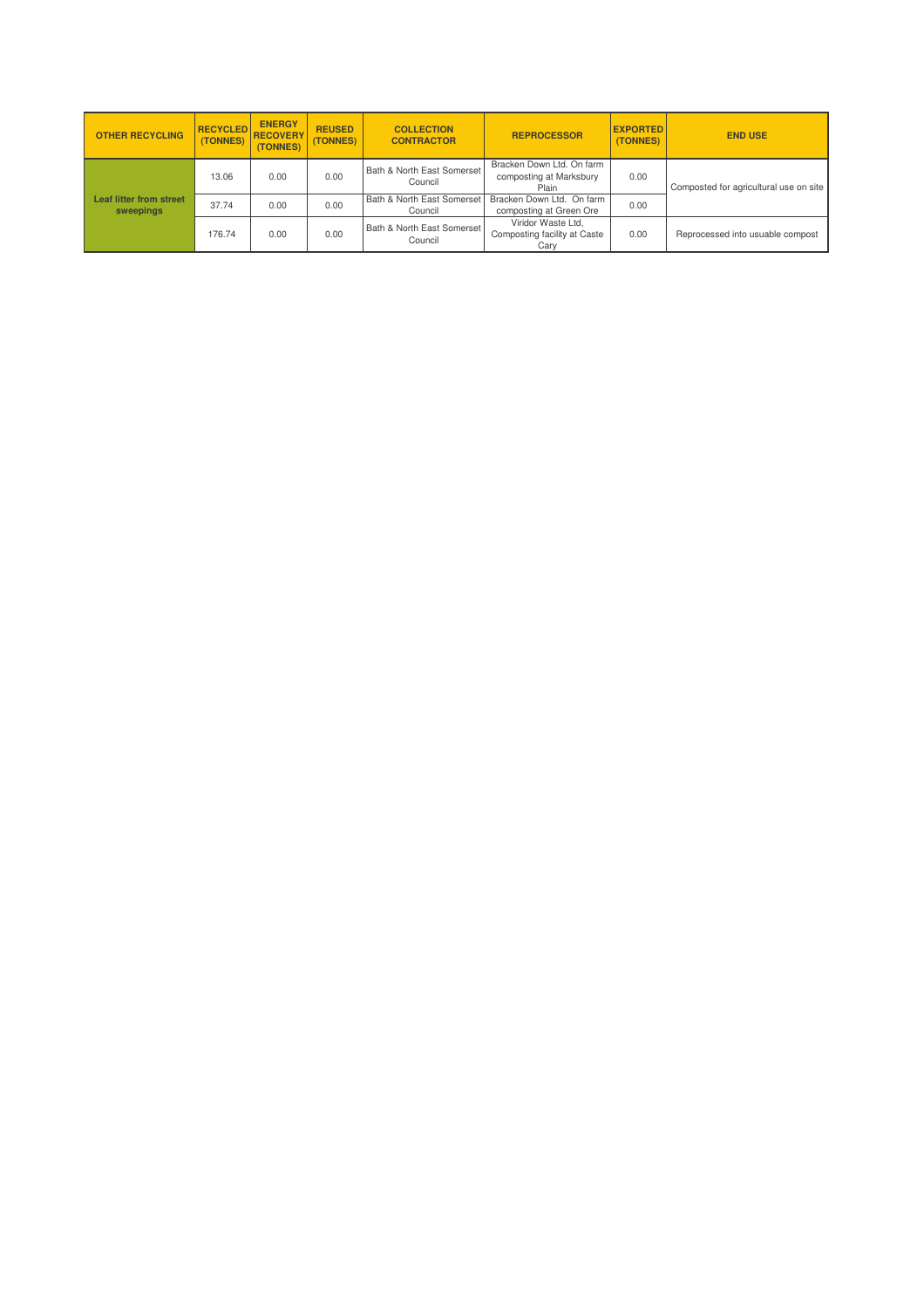| OTHER RECYCLING | RECYCLED (TONNES) | ENERGY RECOVERY (TONNES) | REUSED (TONNES) | COLLECTION CONTRACTOR | REPROCESSOR | EXPORTED (TONNES) | END USE |
|---|---|---|---|---|---|---|---|
| Leaf litter from street sweepings | 13.06 | 0.00 | 0.00 | Bath & North East Somerset Council | Bracken Down Ltd. On farm composting at Marksbury Plain | 0.00 | Composted for agricultural use on site |
| | 37.74 | 0.00 | 0.00 | Bath & North East Somerset Council | Bracken Down Ltd. On farm composting at Green Ore | 0.00 | |
| | 176.74 | 0.00 | 0.00 | Bath & North East Somerset Council | Viridor Waste Ltd, Composting facility at Caste Cary | 0.00 | Reprocessed into usuable compost |